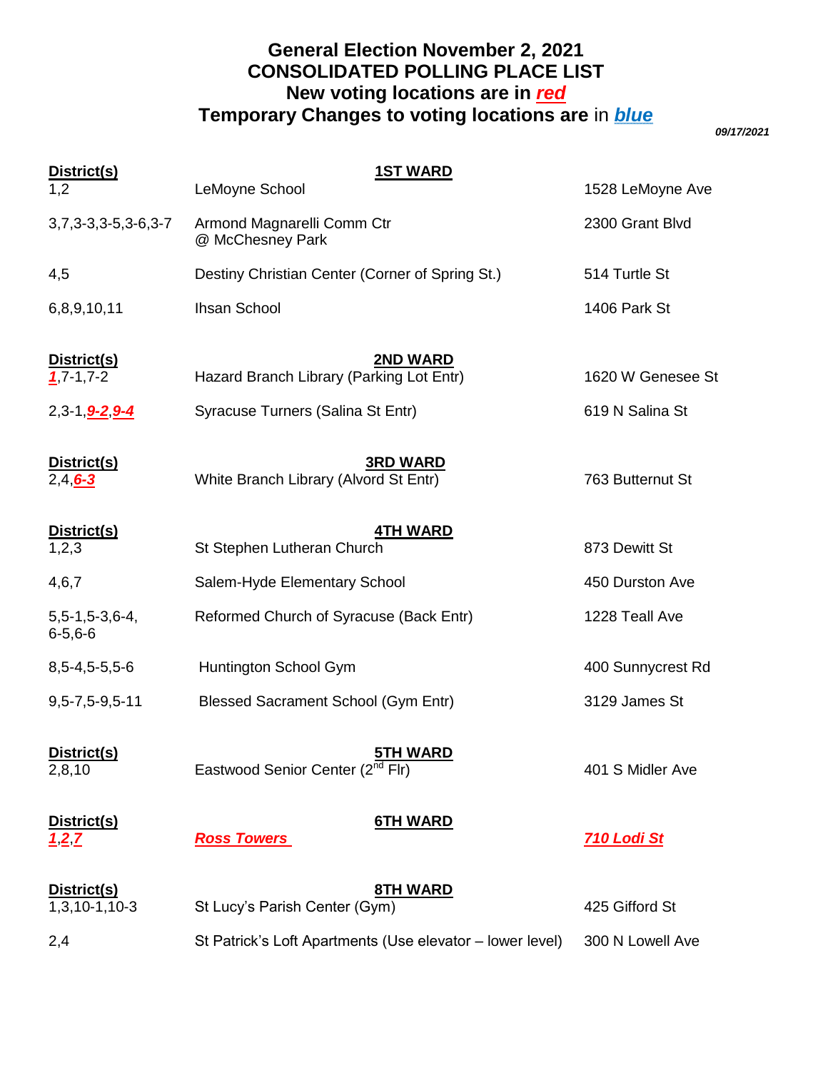# General Election November 2, 2021
# CONSOLIDATED POLLING PLACE LIST
## New voting locations are in *red*
## Temporary Changes to voting locations are in *blue*

***09/17/2021***

| District(s) | 1ST WARD | |
|---|---|---|
| 1,2 | LeMoyne School | 1528 LeMoyne Ave |
| 3,7,3-3,3-5,3-6,3-7 | Armond Magnarelli Comm Ctr @ McChesney Park | 2300 Grant Blvd |
| 4,5 | Destiny Christian Center (Corner of Spring St.) | 514 Turtle St |
| 6,8,9,10,11 | Ihsan School | 1406 Park St |

| District(s) | 2ND WARD | |
|---|---|---|
| ***1***,7-1,7-2 | Hazard Branch Library (Parking Lot Entr) | 1620 W Genesee St |
| 2,3-1,***9-2***,***9-4*** | Syracuse Turners (Salina St Entr) | 619 N Salina St |

| District(s) | 3RD WARD | |
|---|---|---|
| 2,4,***6-3*** | White Branch Library (Alvord St Entr) | 763 Butternut St |

| District(s) | 4TH WARD | |
|---|---|---|
| 1,2,3 | St Stephen Lutheran Church | 873 Dewitt St |
| 4,6,7 | Salem-Hyde Elementary School | 450 Durston Ave |
| 5,5-1,5-3,6-4, 6-5,6-6 | Reformed Church of Syracuse (Back Entr) | 1228 Teall Ave |
| 8,5-4,5-5,5-6 | Huntington School Gym | 400 Sunnycrest Rd |
| 9,5-7,5-9,5-11 | Blessed Sacrament School (Gym Entr) | 3129 James St |

| District(s) | 5TH WARD | |
|---|---|---|
| 2,8,10 | Eastwood Senior Center (2nd Flr) | 401 S Midler Ave |

| District(s) | 6TH WARD | |
|---|---|---|
| ***1***,***2***,***7*** | ***Ross Towers*** | ***710 Lodi St*** |

| District(s) | 8TH WARD | |
|---|---|---|
| 1,3,10-1,10-3 | St Lucy's Parish Center (Gym) | 425 Gifford St |
| 2,4 | St Patrick's Loft Apartments (Use elevator – lower level) | 300 N Lowell Ave |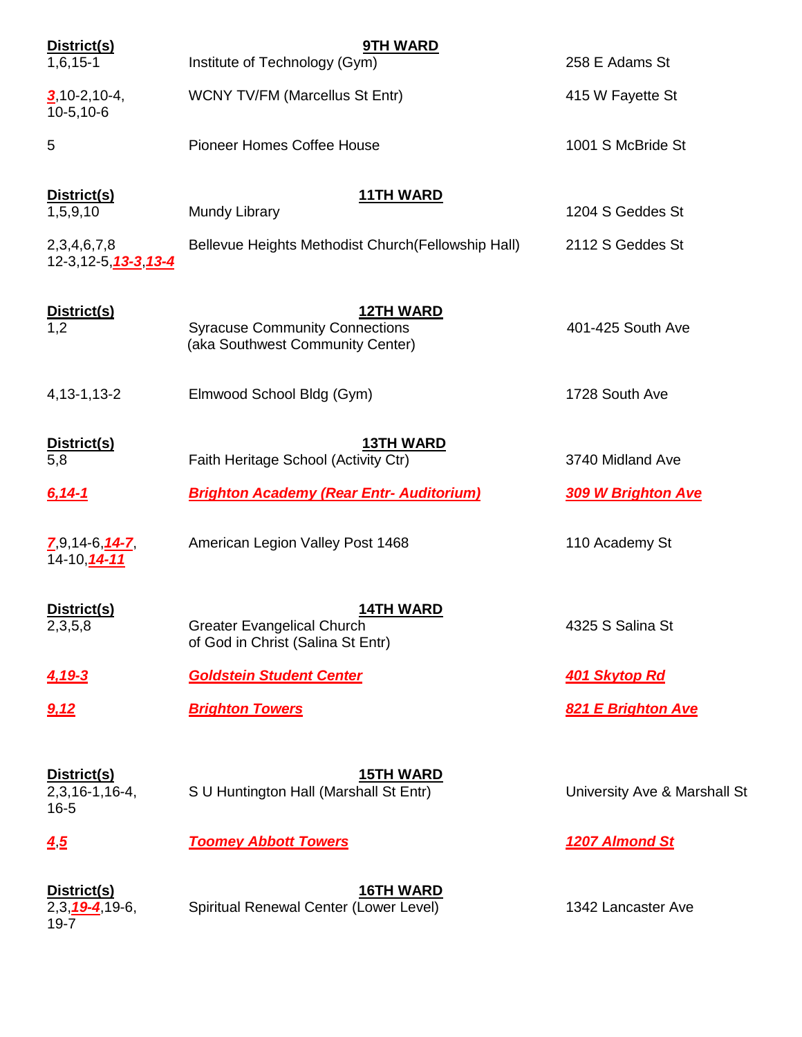| District(s) | 9TH WARD | |
|---|---|---|
| 1,6,15-1 | Institute of Technology (Gym) | 258 E Adams St |
| ***3***,10-2,10-4, 10-5,10-6 | WCNY TV/FM (Marcellus St Entr) | 415 W Fayette St |
| 5 | Pioneer Homes Coffee House | 1001 S McBride St |

| District(s) | 11TH WARD | |
|---|---|---|
| 1,5,9,10 | Mundy Library | 1204 S Geddes St |
| 2,3,4,6,7,8 12-3,12-5,***13-3***,***13-4*** | Bellevue Heights Methodist Church(Fellowship Hall) | 2112 S Geddes St |

| District(s) | 12TH WARD | |
|---|---|---|
| 1,2 | Syracuse Community Connections (aka Southwest Community Center) | 401-425 South Ave |
| 4,13-1,13-2 | Elmwood School Bldg (Gym) | 1728 South Ave |

| District(s) | 13TH WARD | |
|---|---|---|
| 5,8 | Faith Heritage School (Activity Ctr) | 3740 Midland Ave |
| ***6,14-1*** | ***Brighton Academy (Rear Entr- Auditorium)*** | ***309 W Brighton Ave*** |
| ***7***,9,14-6,***14-7***, 14-10,***14-11*** | American Legion Valley Post 1468 | 110 Academy St |

| District(s) | 14TH WARD | |
|---|---|---|
| 2,3,5,8 | Greater Evangelical Church of God in Christ (Salina St Entr) | 4325 S Salina St |
| ***4,19-3*** | ***Goldstein Student Center*** | ***401 Skytop Rd*** |
| ***9,12*** | ***Brighton Towers*** | ***821 E Brighton Ave*** |

| District(s) | 15TH WARD | |
|---|---|---|
| 2,3,16-1,16-4, 16-5 | S U Huntington Hall (Marshall St Entr) | University Ave & Marshall St |
| ***4***,***5*** | ***Toomey Abbott Towers*** | ***1207 Almond St*** |

| District(s) | 16TH WARD | |
|---|---|---|
| 2,3,***19-4***,19-6, 19-7 | Spiritual Renewal Center (Lower Level) | 1342 Lancaster Ave |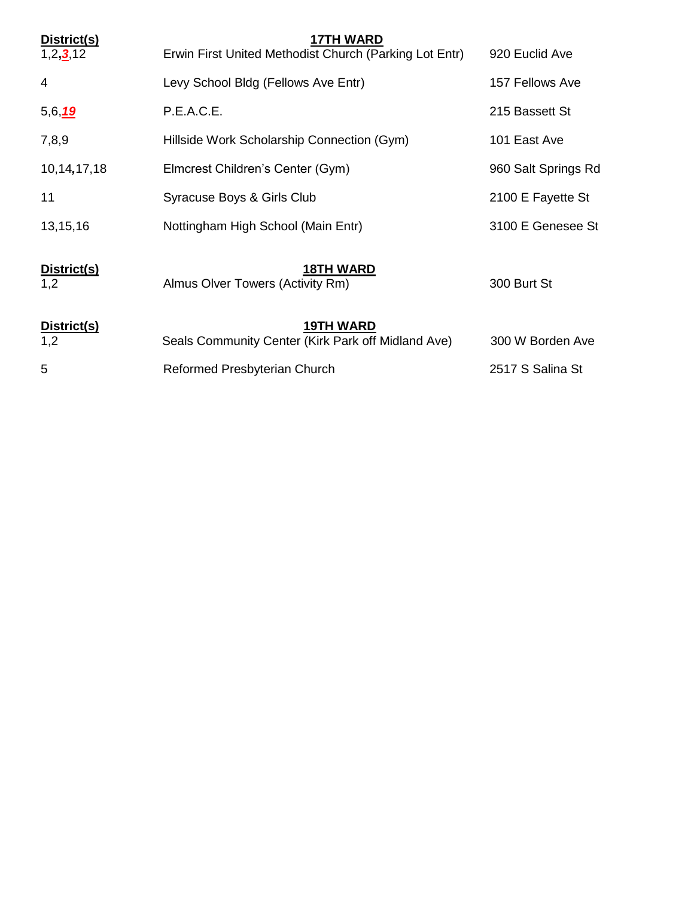| District(s) | 17TH WARD | |
|---|---|---|
| 1,2,***3***,12 | Erwin First United Methodist Church (Parking Lot Entr) | 920 Euclid Ave |
| 4 | Levy School Bldg (Fellows Ave Entr) | 157 Fellows Ave |
| 5,6,***19*** | P.E.A.C.E. | 215 Bassett St |
| 7,8,9 | Hillside Work Scholarship Connection (Gym) | 101 East Ave |
| 10,14,17,18 | Elmcrest Children's Center (Gym) | 960 Salt Springs Rd |
| 11 | Syracuse Boys & Girls Club | 2100 E Fayette St |
| 13,15,16 | Nottingham High School (Main Entr) | 3100 E Genesee St |

| District(s) | 18TH WARD | |
|---|---|---|
| 1,2 | Almus Olver Towers (Activity Rm) | 300 Burt St |

| District(s) | 19TH WARD | |
|---|---|---|
| 1,2 | Seals Community Center (Kirk Park off Midland Ave) | 300 W Borden Ave |
| 5 | Reformed Presbyterian Church | 2517 S Salina St |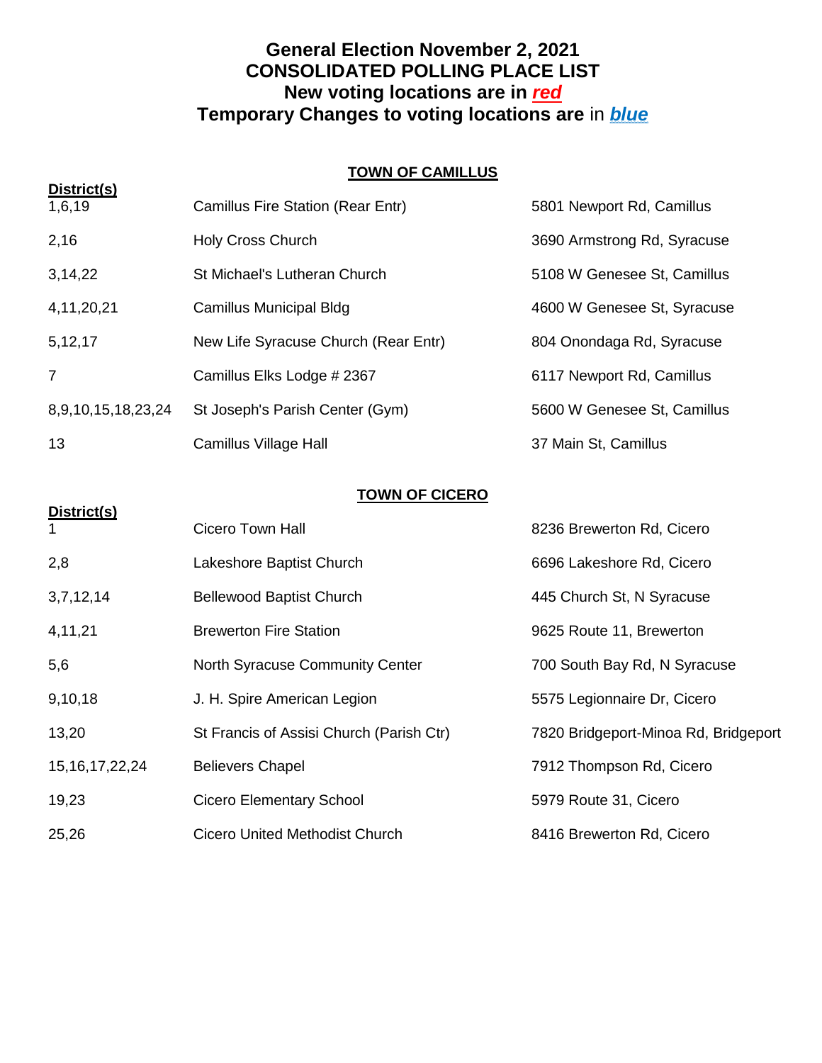# General Election November 2, 2021
# CONSOLIDATED POLLING PLACE LIST
## New voting locations are in ***red***
## Temporary Changes to voting locations are in ***blue***

### TOWN OF CAMILLUS

| District(s) | | |
|---|---|---|
| 1,6,19 | Camillus Fire Station (Rear Entr) | 5801 Newport Rd, Camillus |
| 2,16 | Holy Cross Church | 3690 Armstrong Rd, Syracuse |
| 3,14,22 | St Michael's Lutheran Church | 5108 W Genesee St, Camillus |
| 4,11,20,21 | Camillus Municipal Bldg | 4600 W Genesee St, Syracuse |
| 5,12,17 | New Life Syracuse Church (Rear Entr) | 804 Onondaga Rd, Syracuse |
| 7 | Camillus Elks Lodge # 2367 | 6117 Newport Rd, Camillus |
| 8,9,10,15,18,23,24 | St Joseph's Parish Center (Gym) | 5600 W Genesee St, Camillus |
| 13 | Camillus Village Hall | 37 Main St, Camillus |

### TOWN OF CICERO

| District(s) | | |
|---|---|---|
| 1 | Cicero Town Hall | 8236 Brewerton Rd, Cicero |
| 2,8 | Lakeshore Baptist Church | 6696 Lakeshore Rd, Cicero |
| 3,7,12,14 | Bellewood Baptist Church | 445 Church St, N Syracuse |
| 4,11,21 | Brewerton Fire Station | 9625 Route 11, Brewerton |
| 5,6 | North Syracuse Community Center | 700 South Bay Rd, N Syracuse |
| 9,10,18 | J. H. Spire American Legion | 5575 Legionnaire Dr, Cicero |
| 13,20 | St Francis of Assisi Church (Parish Ctr) | 7820 Bridgeport-Minoa Rd, Bridgeport |
| 15,16,17,22,24 | Believers Chapel | 7912 Thompson Rd, Cicero |
| 19,23 | Cicero Elementary School | 5979 Route 31, Cicero |
| 25,26 | Cicero United Methodist Church | 8416 Brewerton Rd, Cicero |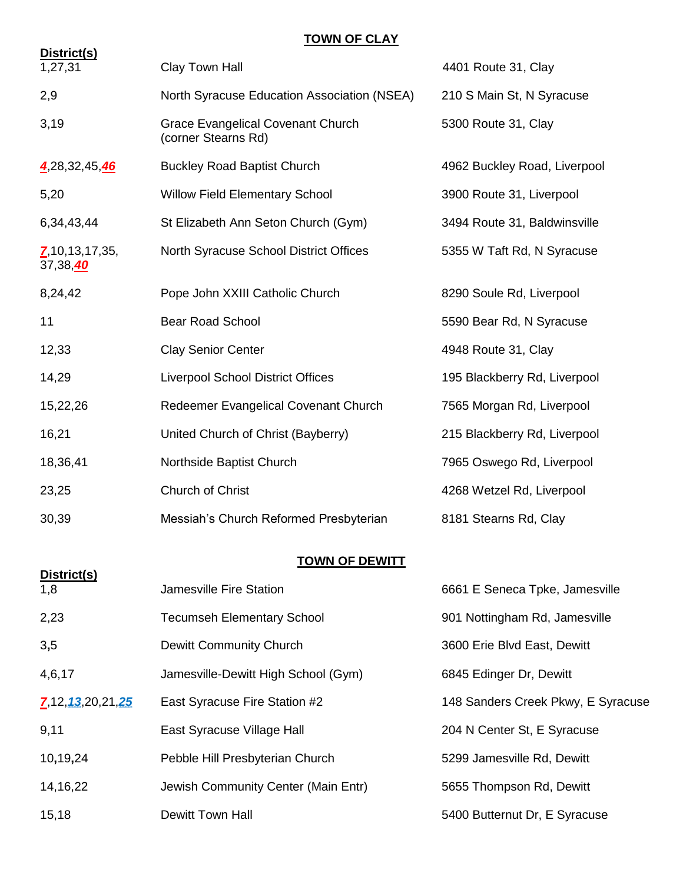## TOWN OF CLAY

| District(s) | | |
|---|---|---|
| 1,27,31 | Clay Town Hall | 4401 Route 31, Clay |
| 2,9 | North Syracuse Education Association (NSEA) | 210 S Main St, N Syracuse |
| 3,19 | Grace Evangelical Covenant Church (corner Stearns Rd) | 5300 Route 31, Clay |
| ***4***,28,32,45,***46*** | Buckley Road Baptist Church | 4962 Buckley Road, Liverpool |
| 5,20 | Willow Field Elementary School | 3900 Route 31, Liverpool |
| 6,34,43,44 | St Elizabeth Ann Seton Church (Gym) | 3494 Route 31, Baldwinsville |
| ***7***,10,13,17,35, 37,38,***40*** | North Syracuse School District Offices | 5355 W Taft Rd, N Syracuse |
| 8,24,42 | Pope John XXIII Catholic Church | 8290 Soule Rd, Liverpool |
| 11 | Bear Road School | 5590 Bear Rd, N Syracuse |
| 12,33 | Clay Senior Center | 4948 Route 31, Clay |
| 14,29 | Liverpool School District Offices | 195 Blackberry Rd, Liverpool |
| 15,22,26 | Redeemer Evangelical Covenant Church | 7565 Morgan Rd, Liverpool |
| 16,21 | United Church of Christ (Bayberry) | 215 Blackberry Rd, Liverpool |
| 18,36,41 | Northside Baptist Church | 7965 Oswego Rd, Liverpool |
| 23,25 | Church of Christ | 4268 Wetzel Rd, Liverpool |
| 30,39 | Messiah's Church Reformed Presbyterian | 8181 Stearns Rd, Clay |

## TOWN OF DEWITT

| District(s) | | |
|---|---|---|
| 1,8 | Jamesville Fire Station | 6661 E Seneca Tpke, Jamesville |
| 2,23 | Tecumseh Elementary School | 901 Nottingham Rd, Jamesville |
| 3,5 | Dewitt Community Church | 3600 Erie Blvd East, Dewitt |
| 4,6,17 | Jamesville-Dewitt High School (Gym) | 6845 Edinger Dr, Dewitt |
| ***7***,12,***13***,20,21,***25*** | East Syracuse Fire Station #2 | 148 Sanders Creek Pkwy, E Syracuse |
| 9,11 | East Syracuse Village Hall | 204 N Center St, E Syracuse |
| 10,19,24 | Pebble Hill Presbyterian Church | 5299 Jamesville Rd, Dewitt |
| 14,16,22 | Jewish Community Center (Main Entr) | 5655 Thompson Rd, Dewitt |
| 15,18 | Dewitt Town Hall | 5400 Butternut Dr, E Syracuse |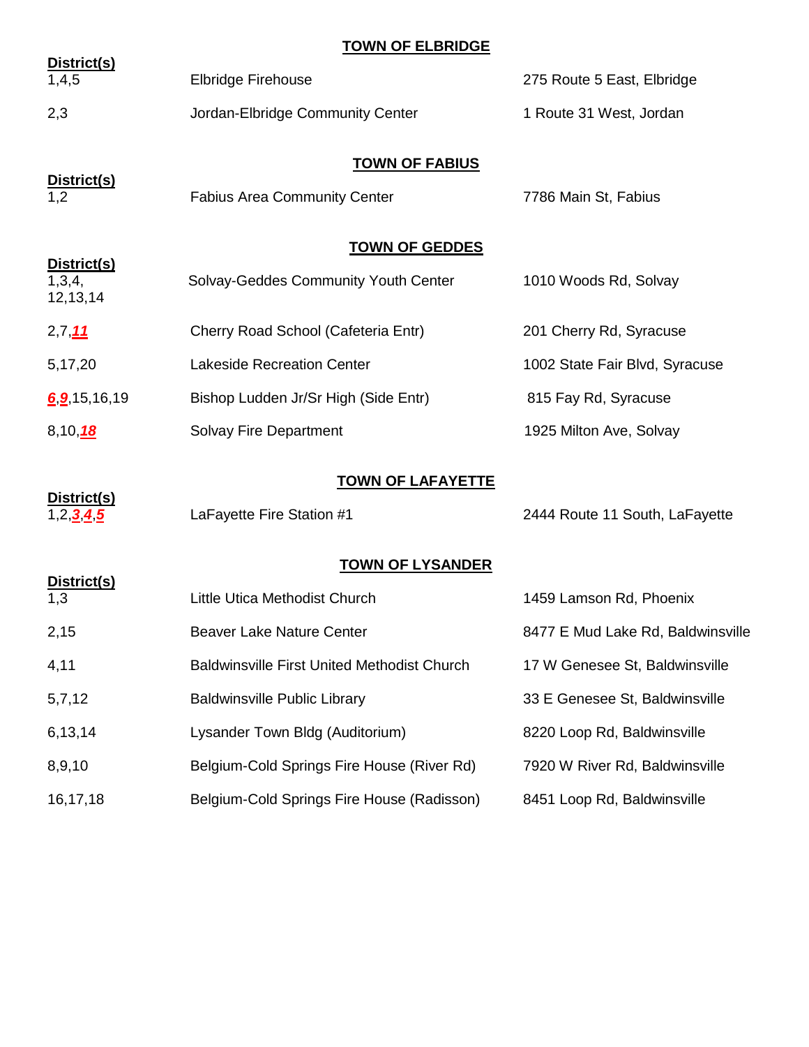## TOWN OF ELBRIDGE

| District(s) | | |
|---|---|---|
| 1,4,5 | Elbridge Firehouse | 275 Route 5 East, Elbridge |
| 2,3 | Jordan-Elbridge Community Center | 1 Route 31 West, Jordan |

## TOWN OF FABIUS

| District(s) | | |
|---|---|---|
| 1,2 | Fabius Area Community Center | 7786 Main St, Fabius |

## TOWN OF GEDDES

| District(s) | | |
|---|---|---|
| 1,3,4, 12,13,14 | Solvay-Geddes Community Youth Center | 1010 Woods Rd, Solvay |
| 2,7,***11*** | Cherry Road School (Cafeteria Entr) | 201 Cherry Rd, Syracuse |
| 5,17,20 | Lakeside Recreation Center | 1002 State Fair Blvd, Syracuse |
| ***6***,***9***,15,16,19 | Bishop Ludden Jr/Sr High (Side Entr) | 815 Fay Rd, Syracuse |
| 8,10,***18*** | Solvay Fire Department | 1925 Milton Ave, Solvay |

## TOWN OF LAFAYETTE

| District(s) | | |
|---|---|---|
| 1,2,***3***,***4***,***5*** | LaFayette Fire Station #1 | 2444 Route 11 South, LaFayette |

## TOWN OF LYSANDER

| District(s) | | |
|---|---|---|
| 1,3 | Little Utica Methodist Church | 1459 Lamson Rd, Phoenix |
| 2,15 | Beaver Lake Nature Center | 8477 E Mud Lake Rd, Baldwinsville |
| 4,11 | Baldwinsville First United Methodist Church | 17 W Genesee St, Baldwinsville |
| 5,7,12 | Baldwinsville Public Library | 33 E Genesee St, Baldwinsville |
| 6,13,14 | Lysander Town Bldg (Auditorium) | 8220 Loop Rd, Baldwinsville |
| 8,9,10 | Belgium-Cold Springs Fire House (River Rd) | 7920 W River Rd, Baldwinsville |
| 16,17,18 | Belgium-Cold Springs Fire House (Radisson) | 8451 Loop Rd, Baldwinsville |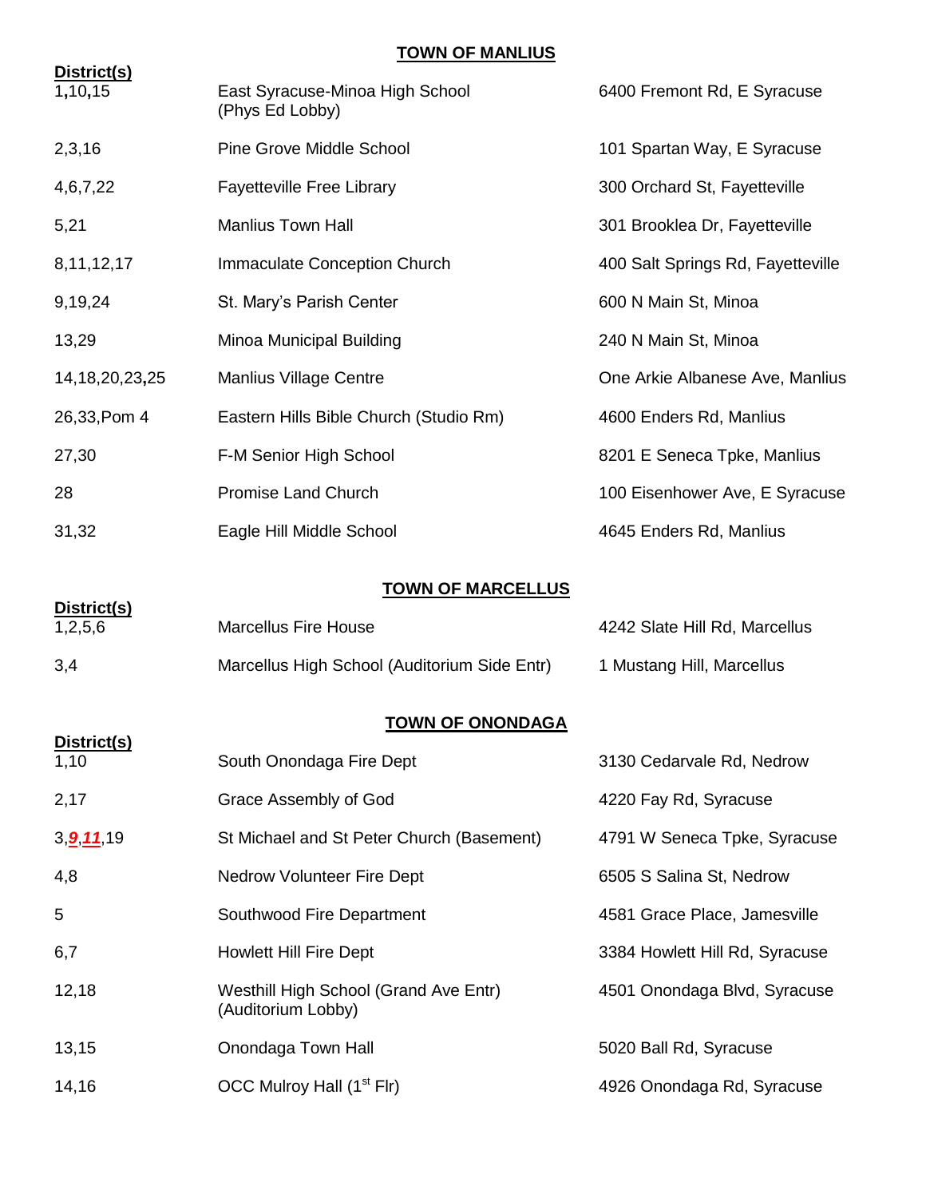## TOWN OF MANLIUS

| District(s) | | |
|---|---|---|
| 1,10,15 | East Syracuse-Minoa High School (Phys Ed Lobby) | 6400 Fremont Rd, E Syracuse |
| 2,3,16 | Pine Grove Middle School | 101 Spartan Way, E Syracuse |
| 4,6,7,22 | Fayetteville Free Library | 300 Orchard St, Fayetteville |
| 5,21 | Manlius Town Hall | 301 Brooklea Dr, Fayetteville |
| 8,11,12,17 | Immaculate Conception Church | 400 Salt Springs Rd, Fayetteville |
| 9,19,24 | St. Mary's Parish Center | 600 N Main St, Minoa |
| 13,29 | Minoa Municipal Building | 240 N Main St, Minoa |
| 14,18,20,23,25 | Manlius Village Centre | One Arkie Albanese Ave, Manlius |
| 26,33,Pom 4 | Eastern Hills Bible Church (Studio Rm) | 4600 Enders Rd, Manlius |
| 27,30 | F-M Senior High School | 8201 E Seneca Tpke, Manlius |
| 28 | Promise Land Church | 100 Eisenhower Ave, E Syracuse |
| 31,32 | Eagle Hill Middle School | 4645 Enders Rd, Manlius |

## TOWN OF MARCELLUS

| District(s) | | |
|---|---|---|
| 1,2,5,6 | Marcellus Fire House | 4242 Slate Hill Rd, Marcellus |
| 3,4 | Marcellus High School (Auditorium Side Entr) | 1 Mustang Hill, Marcellus |

## TOWN OF ONONDAGA

| District(s) | | |
|---|---|---|
| 1,10 | South Onondaga Fire Dept | 3130 Cedarvale Rd, Nedrow |
| 2,17 | Grace Assembly of God | 4220 Fay Rd, Syracuse |
| 3,***9***,***11***,19 | St Michael and St Peter Church (Basement) | 4791 W Seneca Tpke, Syracuse |
| 4,8 | Nedrow Volunteer Fire Dept | 6505 S Salina St, Nedrow |
| 5 | Southwood Fire Department | 4581 Grace Place, Jamesville |
| 6,7 | Howlett Hill Fire Dept | 3384 Howlett Hill Rd, Syracuse |
| 12,18 | Westhill High School (Grand Ave Entr) (Auditorium Lobby) | 4501 Onondaga Blvd, Syracuse |
| 13,15 | Onondaga Town Hall | 5020 Ball Rd, Syracuse |
| 14,16 | OCC Mulroy Hall (1st Flr) | 4926 Onondaga Rd, Syracuse |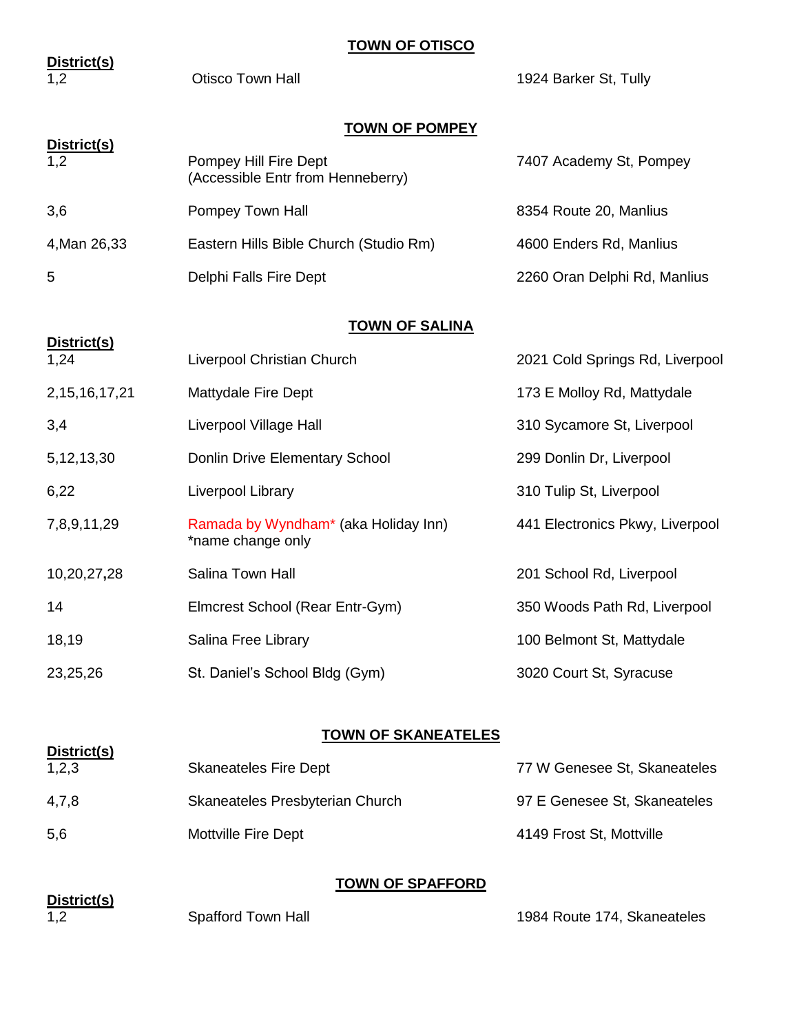## TOWN OF OTISCO

| District(s) | | |
|---|---|---|
| 1,2 | Otisco Town Hall | 1924 Barker St, Tully |

## TOWN OF POMPEY

| District(s) | | |
|---|---|---|
| 1,2 | Pompey Hill Fire Dept (Accessible Entr from Henneberry) | 7407 Academy St, Pompey |
| 3,6 | Pompey Town Hall | 8354 Route 20, Manlius |
| 4,Man 26,33 | Eastern Hills Bible Church (Studio Rm) | 4600 Enders Rd, Manlius |
| 5 | Delphi Falls Fire Dept | 2260 Oran Delphi Rd, Manlius |

## TOWN OF SALINA

| District(s) | | |
|---|---|---|
| 1,24 | Liverpool Christian Church | 2021 Cold Springs Rd, Liverpool |
| 2,15,16,17,21 | Mattydale Fire Dept | 173 E Molloy Rd, Mattydale |
| 3,4 | Liverpool Village Hall | 310 Sycamore St, Liverpool |
| 5,12,13,30 | Donlin Drive Elementary School | 299 Donlin Dr, Liverpool |
| 6,22 | Liverpool Library | 310 Tulip St, Liverpool |
| 7,8,9,11,29 | Ramada by Wyndham* (aka Holiday Inn) *name change only | 441 Electronics Pkwy, Liverpool |
| 10,20,27,28 | Salina Town Hall | 201 School Rd, Liverpool |
| 14 | Elmcrest School (Rear Entr-Gym) | 350 Woods Path Rd, Liverpool |
| 18,19 | Salina Free Library | 100 Belmont St, Mattydale |
| 23,25,26 | St. Daniel's School Bldg (Gym) | 3020 Court St, Syracuse |

## TOWN OF SKANEATELES

| District(s) | | |
|---|---|---|
| 1,2,3 | Skaneateles Fire Dept | 77 W Genesee St, Skaneateles |
| 4,7,8 | Skaneateles Presbyterian Church | 97 E Genesee St, Skaneateles |
| 5,6 | Mottville Fire Dept | 4149 Frost St, Mottville |

## TOWN OF SPAFFORD

| District(s) | | |
|---|---|---|
| 1,2 | Spafford Town Hall | 1984 Route 174, Skaneateles |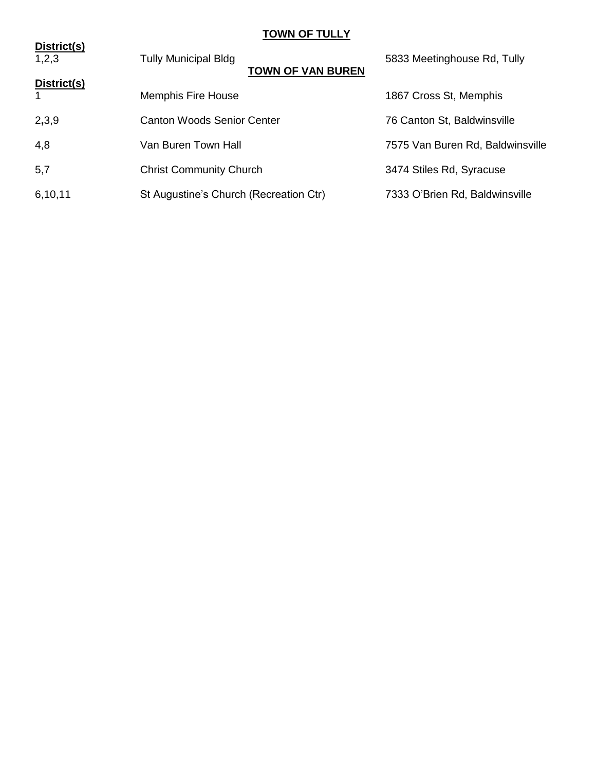## TOWN OF TULLY

| District(s) | | |
|---|---|---|
| 1,2,3 | Tully Municipal Bldg | 5833 Meetinghouse Rd, Tully |

## TOWN OF VAN BUREN

| District(s) | | |
|---|---|---|
| 1 | Memphis Fire House | 1867 Cross St, Memphis |
| 2,3,9 | Canton Woods Senior Center | 76 Canton St, Baldwinsville |
| 4,8 | Van Buren Town Hall | 7575 Van Buren Rd, Baldwinsville |
| 5,7 | Christ Community Church | 3474 Stiles Rd, Syracuse |
| 6,10,11 | St Augustine's Church (Recreation Ctr) | 7333 O'Brien Rd, Baldwinsville |